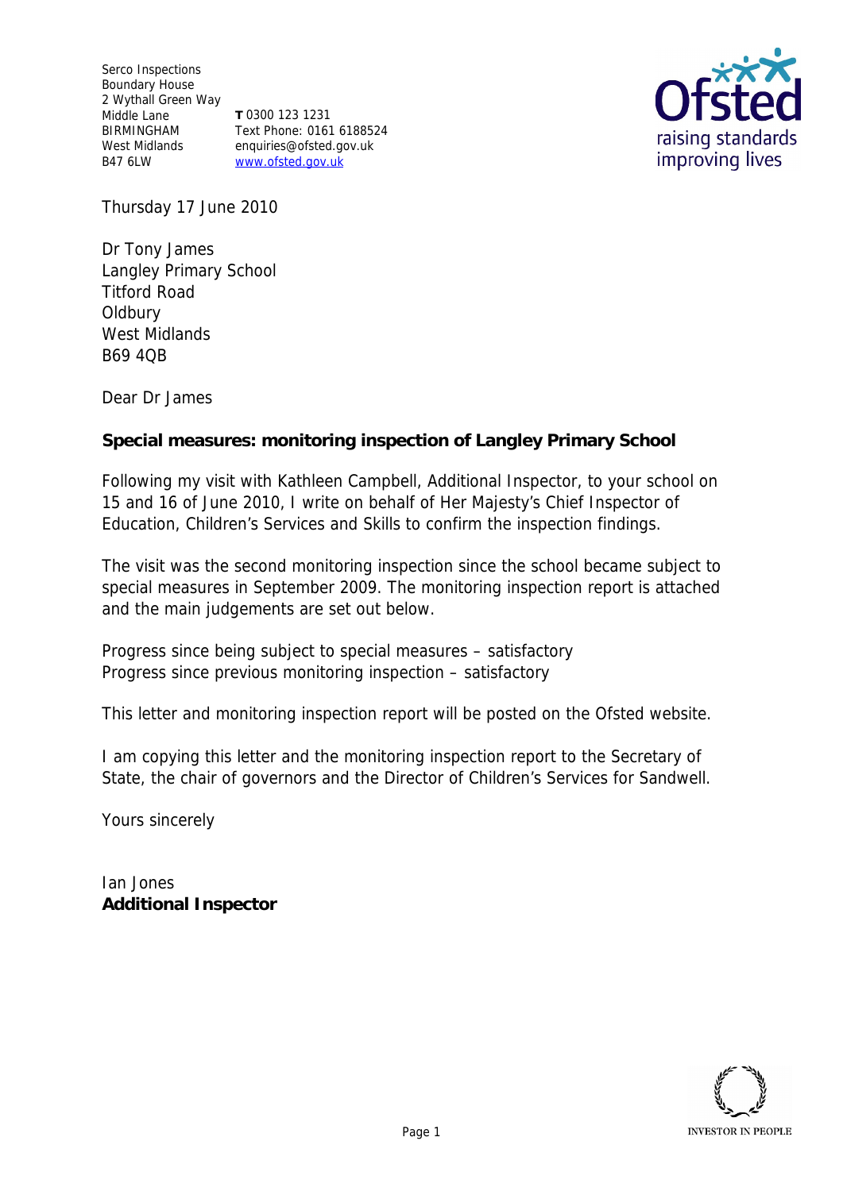Serco Inspections
Boundary House
2 Wythall Green Way
Middle Lane
BIRMINGHAM
West Midlands
B47 6LW

**T** 0300 123 1231
Text Phone: 0161 6188524
enquiries@ofsted.gov.uk
www.ofsted.gov.uk

Thursday 17 June 2010

Dr Tony James
Langley Primary School
Titford Road
Oldbury
West Midlands
B69 4QB

Dear Dr James

**Special measures: monitoring inspection of Langley Primary School**

Following my visit with Kathleen Campbell, Additional Inspector, to your school on 15 and 16 of June 2010, I write on behalf of Her Majesty's Chief Inspector of Education, Children's Services and Skills to confirm the inspection findings.

The visit was the second monitoring inspection since the school became subject to special measures in September 2009. The monitoring inspection report is attached and the main judgements are set out below.

Progress since being subject to special measures – satisfactory
Progress since previous monitoring inspection – satisfactory

This letter and monitoring inspection report will be posted on the Ofsted website.

I am copying this letter and the monitoring inspection report to the Secretary of State, the chair of governors and the Director of Children's Services for Sandwell.

Yours sincerely

Ian Jones
**Additional Inspector**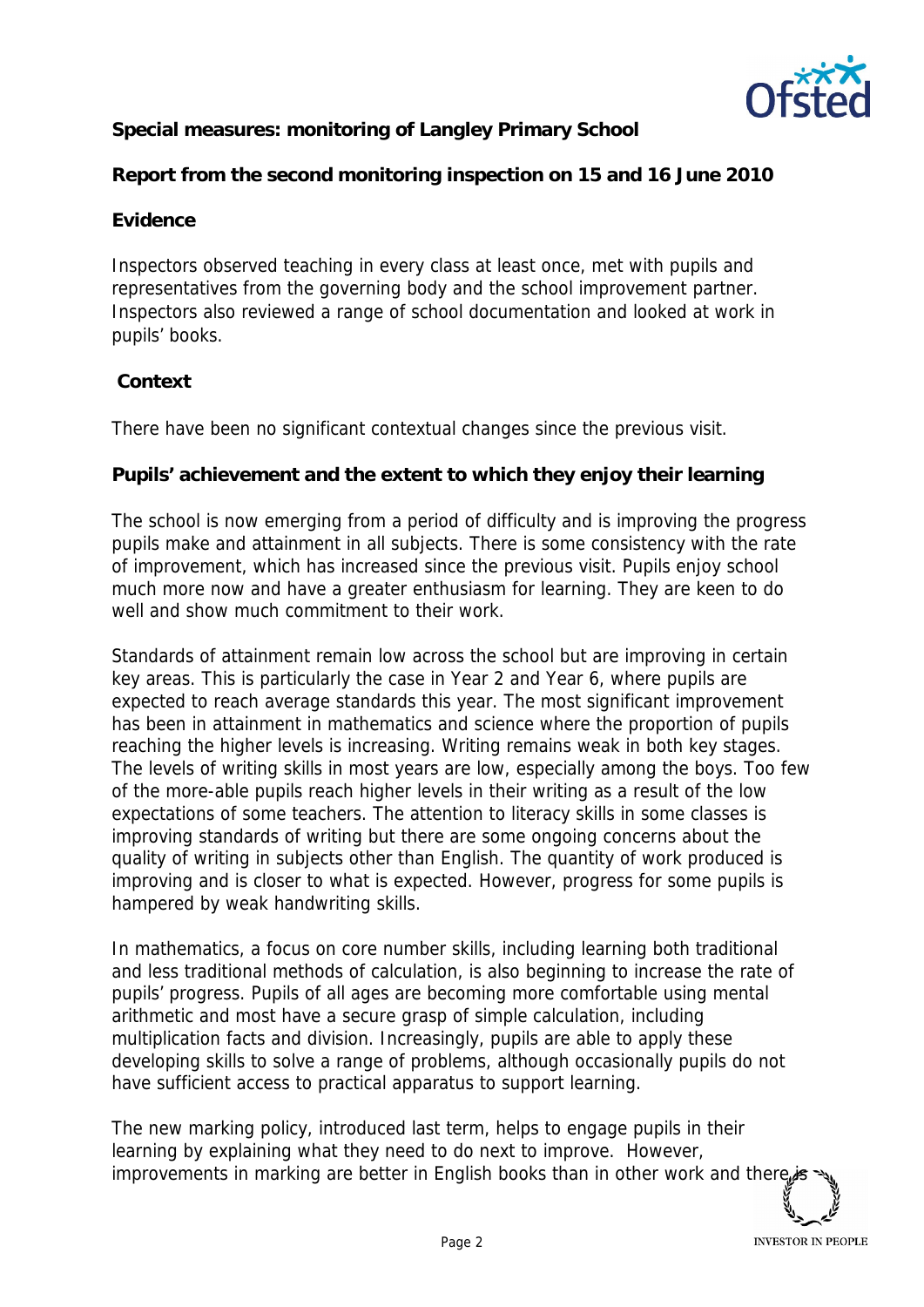**Special measures: monitoring of Langley Primary School**

**Report from the second monitoring inspection on 15 and 16 June 2010**

**Evidence**

Inspectors observed teaching in every class at least once, met with pupils and representatives from the governing body and the school improvement partner. Inspectors also reviewed a range of school documentation and looked at work in pupils' books.

**Context**

There have been no significant contextual changes since the previous visit.

**Pupils' achievement and the extent to which they enjoy their learning**

The school is now emerging from a period of difficulty and is improving the progress pupils make and attainment in all subjects. There is some consistency with the rate of improvement, which has increased since the previous visit. Pupils enjoy school much more now and have a greater enthusiasm for learning. They are keen to do well and show much commitment to their work.

Standards of attainment remain low across the school but are improving in certain key areas. This is particularly the case in Year 2 and Year 6, where pupils are expected to reach average standards this year. The most significant improvement has been in attainment in mathematics and science where the proportion of pupils reaching the higher levels is increasing. Writing remains weak in both key stages. The levels of writing skills in most years are low, especially among the boys. Too few of the more-able pupils reach higher levels in their writing as a result of the low expectations of some teachers. The attention to literacy skills in some classes is improving standards of writing but there are some ongoing concerns about the quality of writing in subjects other than English. The quantity of work produced is improving and is closer to what is expected. However, progress for some pupils is hampered by weak handwriting skills.

In mathematics, a focus on core number skills, including learning both traditional and less traditional methods of calculation, is also beginning to increase the rate of pupils' progress. Pupils of all ages are becoming more comfortable using mental arithmetic and most have a secure grasp of simple calculation, including multiplication facts and division. Increasingly, pupils are able to apply these developing skills to solve a range of problems, although occasionally pupils do not have sufficient access to practical apparatus to support learning.

The new marking policy, introduced last term, helps to engage pupils in their learning by explaining what they need to do next to improve. However, improvements in marking are better in English books than in other work and there is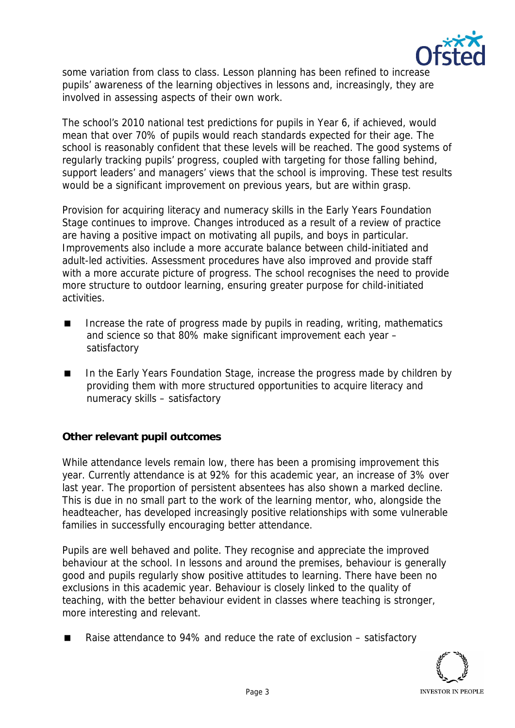some variation from class to class. Lesson planning has been refined to increase pupils' awareness of the learning objectives in lessons and, increasingly, they are involved in assessing aspects of their own work.

The school's 2010 national test predictions for pupils in Year 6, if achieved, would mean that over 70% of pupils would reach standards expected for their age. The school is reasonably confident that these levels will be reached. The good systems of regularly tracking pupils' progress, coupled with targeting for those falling behind, support leaders' and managers' views that the school is improving. These test results would be a significant improvement on previous years, but are within grasp.

Provision for acquiring literacy and numeracy skills in the Early Years Foundation Stage continues to improve. Changes introduced as a result of a review of practice are having a positive impact on motivating all pupils, and boys in particular. Improvements also include a more accurate balance between child-initiated and adult-led activities. Assessment procedures have also improved and provide staff with a more accurate picture of progress. The school recognises the need to provide more structure to outdoor learning, ensuring greater purpose for child-initiated activities.

- Increase the rate of progress made by pupils in reading, writing, mathematics and science so that 80% make significant improvement each year – satisfactory
- In the Early Years Foundation Stage, increase the progress made by children by providing them with more structured opportunities to acquire literacy and numeracy skills – satisfactory

**Other relevant pupil outcomes**

While attendance levels remain low, there has been a promising improvement this year. Currently attendance is at 92% for this academic year, an increase of 3% over last year. The proportion of persistent absentees has also shown a marked decline. This is due in no small part to the work of the learning mentor, who, alongside the headteacher, has developed increasingly positive relationships with some vulnerable families in successfully encouraging better attendance.

Pupils are well behaved and polite. They recognise and appreciate the improved behaviour at the school. In lessons and around the premises, behaviour is generally good and pupils regularly show positive attitudes to learning. There have been no exclusions in this academic year. Behaviour is closely linked to the quality of teaching, with the better behaviour evident in classes where teaching is stronger, more interesting and relevant.

- Raise attendance to 94% and reduce the rate of exclusion – satisfactory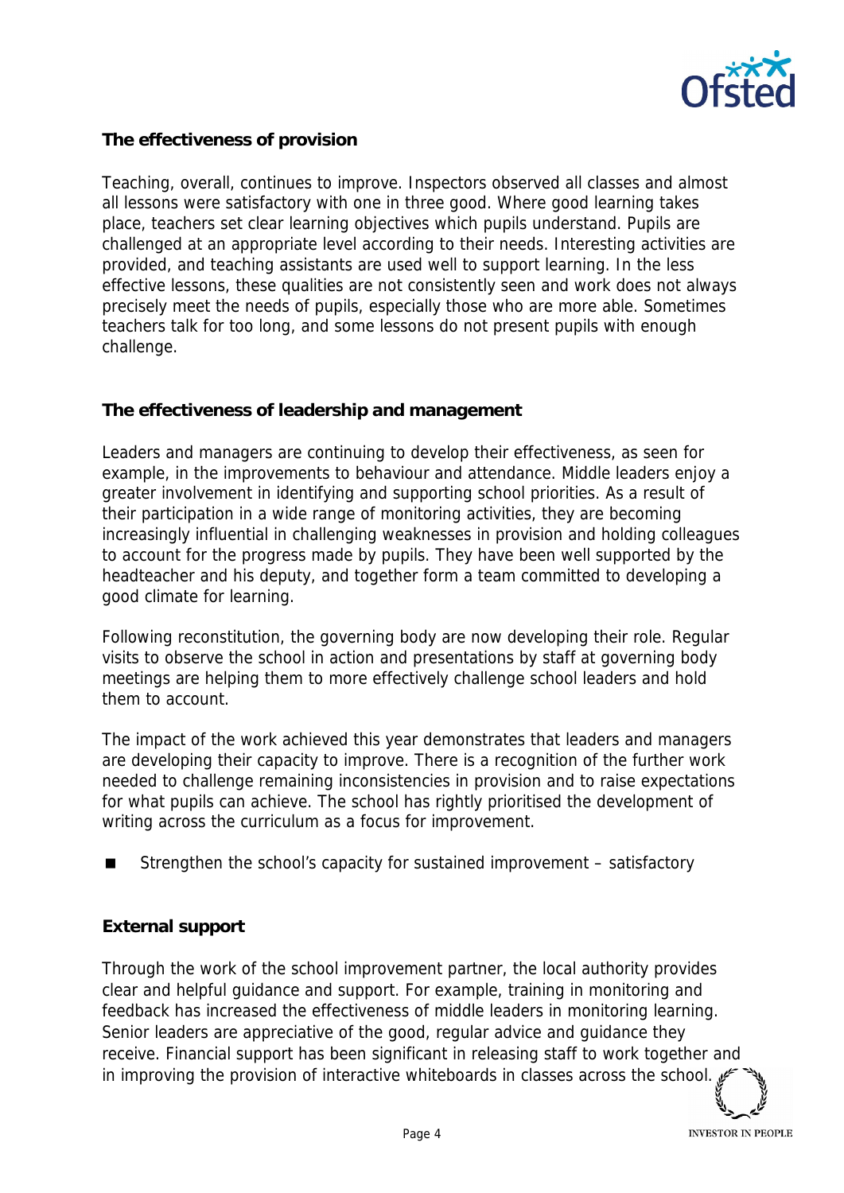## The effectiveness of provision

Teaching, overall, continues to improve. Inspectors observed all classes and almost all lessons were satisfactory with one in three good. Where good learning takes place, teachers set clear learning objectives which pupils understand. Pupils are challenged at an appropriate level according to their needs. Interesting activities are provided, and teaching assistants are used well to support learning. In the less effective lessons, these qualities are not consistently seen and work does not always precisely meet the needs of pupils, especially those who are more able. Sometimes teachers talk for too long, and some lessons do not present pupils with enough challenge.

## The effectiveness of leadership and management

Leaders and managers are continuing to develop their effectiveness, as seen for example, in the improvements to behaviour and attendance. Middle leaders enjoy a greater involvement in identifying and supporting school priorities. As a result of their participation in a wide range of monitoring activities, they are becoming increasingly influential in challenging weaknesses in provision and holding colleagues to account for the progress made by pupils. They have been well supported by the headteacher and his deputy, and together form a team committed to developing a good climate for learning.

Following reconstitution, the governing body are now developing their role. Regular visits to observe the school in action and presentations by staff at governing body meetings are helping them to more effectively challenge school leaders and hold them to account.

The impact of the work achieved this year demonstrates that leaders and managers are developing their capacity to improve. There is a recognition of the further work needed to challenge remaining inconsistencies in provision and to raise expectations for what pupils can achieve. The school has rightly prioritised the development of writing across the curriculum as a focus for improvement.

- Strengthen the school's capacity for sustained improvement – satisfactory

## External support

Through the work of the school improvement partner, the local authority provides clear and helpful guidance and support. For example, training in monitoring and feedback has increased the effectiveness of middle leaders in monitoring learning. Senior leaders are appreciative of the good, regular advice and guidance they receive. Financial support has been significant in releasing staff to work together and in improving the provision of interactive whiteboards in classes across the school.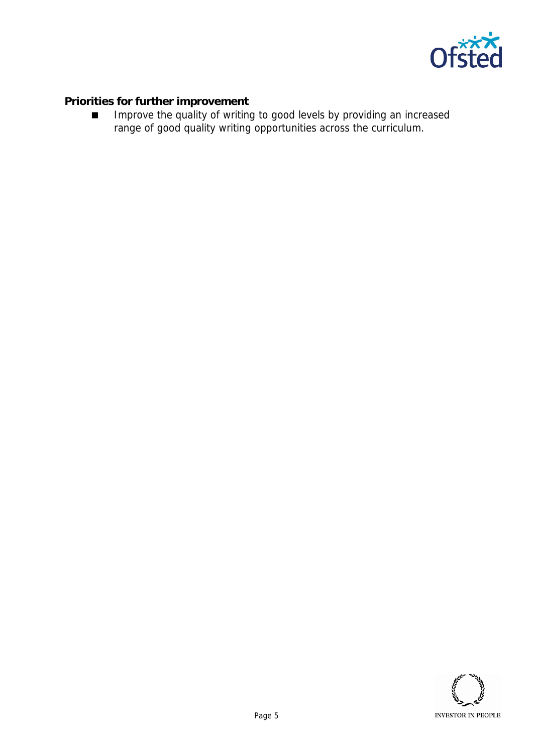**Priorities for further improvement**

- Improve the quality of writing to good levels by providing an increased range of good quality writing opportunities across the curriculum.